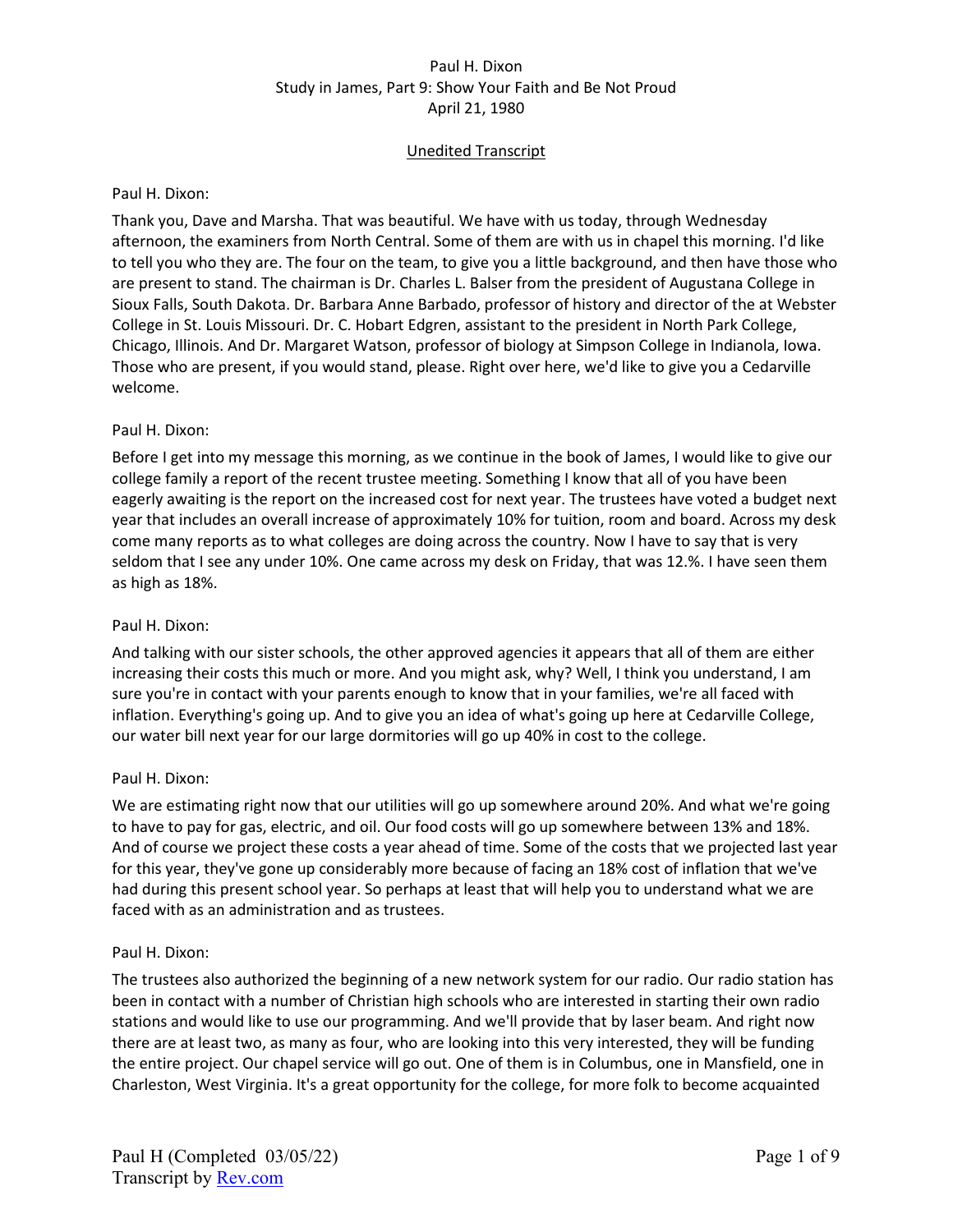Paul H. Dixon
Study in James, Part 9: Show Your Faith and Be Not Proud
April 21, 1980

Unedited Transcript

Paul H. Dixon:

Thank you, Dave and Marsha. That was beautiful. We have with us today, through Wednesday afternoon, the examiners from North Central. Some of them are with us in chapel this morning. I'd like to tell you who they are. The four on the team, to give you a little background, and then have those who are present to stand. The chairman is Dr. Charles L. Balser from the president of Augustana College in Sioux Falls, South Dakota. Dr. Barbara Anne Barbado, professor of history and director of the at Webster College in St. Louis Missouri. Dr. C. Hobart Edgren, assistant to the president in North Park College, Chicago, Illinois. And Dr. Margaret Watson, professor of biology at Simpson College in Indianola, Iowa. Those who are present, if you would stand, please. Right over here, we'd like to give you a Cedarville welcome.

Paul H. Dixon:

Before I get into my message this morning, as we continue in the book of James, I would like to give our college family a report of the recent trustee meeting. Something I know that all of you have been eagerly awaiting is the report on the increased cost for next year. The trustees have voted a budget next year that includes an overall increase of approximately 10% for tuition, room and board. Across my desk come many reports as to what colleges are doing across the country. Now I have to say that is very seldom that I see any under 10%. One came across my desk on Friday, that was 12.%. I have seen them as high as 18%.

Paul H. Dixon:

And talking with our sister schools, the other approved agencies it appears that all of them are either increasing their costs this much or more. And you might ask, why? Well, I think you understand, I am sure you're in contact with your parents enough to know that in your families, we're all faced with inflation. Everything's going up. And to give you an idea of what's going up here at Cedarville College, our water bill next year for our large dormitories will go up 40% in cost to the college.

Paul H. Dixon:

We are estimating right now that our utilities will go up somewhere around 20%. And what we're going to have to pay for gas, electric, and oil. Our food costs will go up somewhere between 13% and 18%. And of course we project these costs a year ahead of time. Some of the costs that we projected last year for this year, they've gone up considerably more because of facing an 18% cost of inflation that we've had during this present school year. So perhaps at least that will help you to understand what we are faced with as an administration and as trustees.

Paul H. Dixon:

The trustees also authorized the beginning of a new network system for our radio. Our radio station has been in contact with a number of Christian high schools who are interested in starting their own radio stations and would like to use our programming. And we'll provide that by laser beam. And right now there are at least two, as many as four, who are looking into this very interested, they will be funding the entire project. Our chapel service will go out. One of them is in Columbus, one in Mansfield, one in Charleston, West Virginia. It's a great opportunity for the college, for more folk to become acquainted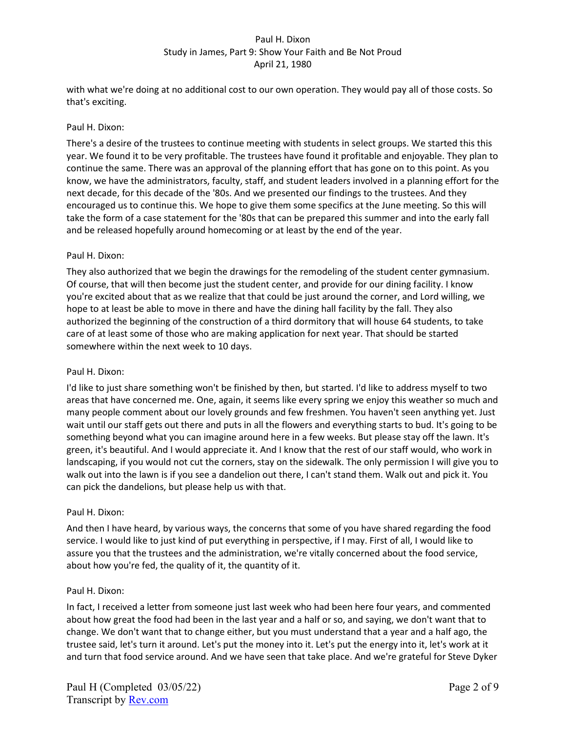with what we're doing at no additional cost to our own operation. They would pay all of those costs. So that's exciting.

Paul H. Dixon:

There's a desire of the trustees to continue meeting with students in select groups. We started this this year. We found it to be very profitable. The trustees have found it profitable and enjoyable. They plan to continue the same. There was an approval of the planning effort that has gone on to this point. As you know, we have the administrators, faculty, staff, and student leaders involved in a planning effort for the next decade, for this decade of the '80s. And we presented our findings to the trustees. And they encouraged us to continue this. We hope to give them some specifics at the June meeting. So this will take the form of a case statement for the '80s that can be prepared this summer and into the early fall and be released hopefully around homecoming or at least by the end of the year.

Paul H. Dixon:

They also authorized that we begin the drawings for the remodeling of the student center gymnasium. Of course, that will then become just the student center, and provide for our dining facility. I know you're excited about that as we realize that that could be just around the corner, and Lord willing, we hope to at least be able to move in there and have the dining hall facility by the fall. They also authorized the beginning of the construction of a third dormitory that will house 64 students, to take care of at least some of those who are making application for next year. That should be started somewhere within the next week to 10 days.

Paul H. Dixon:

I'd like to just share something won't be finished by then, but started. I'd like to address myself to two areas that have concerned me. One, again, it seems like every spring we enjoy this weather so much and many people comment about our lovely grounds and few freshmen. You haven't seen anything yet. Just wait until our staff gets out there and puts in all the flowers and everything starts to bud. It's going to be something beyond what you can imagine around here in a few weeks. But please stay off the lawn. It's green, it's beautiful. And I would appreciate it. And I know that the rest of our staff would, who work in landscaping, if you would not cut the corners, stay on the sidewalk. The only permission I will give you to walk out into the lawn is if you see a dandelion out there, I can't stand them. Walk out and pick it. You can pick the dandelions, but please help us with that.

Paul H. Dixon:

And then I have heard, by various ways, the concerns that some of you have shared regarding the food service. I would like to just kind of put everything in perspective, if I may. First of all, I would like to assure you that the trustees and the administration, we're vitally concerned about the food service, about how you're fed, the quality of it, the quantity of it.

Paul H. Dixon:

In fact, I received a letter from someone just last week who had been here four years, and commented about how great the food had been in the last year and a half or so, and saying, we don't want that to change. We don't want that to change either, but you must understand that a year and a half ago, the trustee said, let's turn it around. Let's put the money into it. Let's put the energy into it, let's work at it and turn that food service around. And we have seen that take place. And we're grateful for Steve Dyker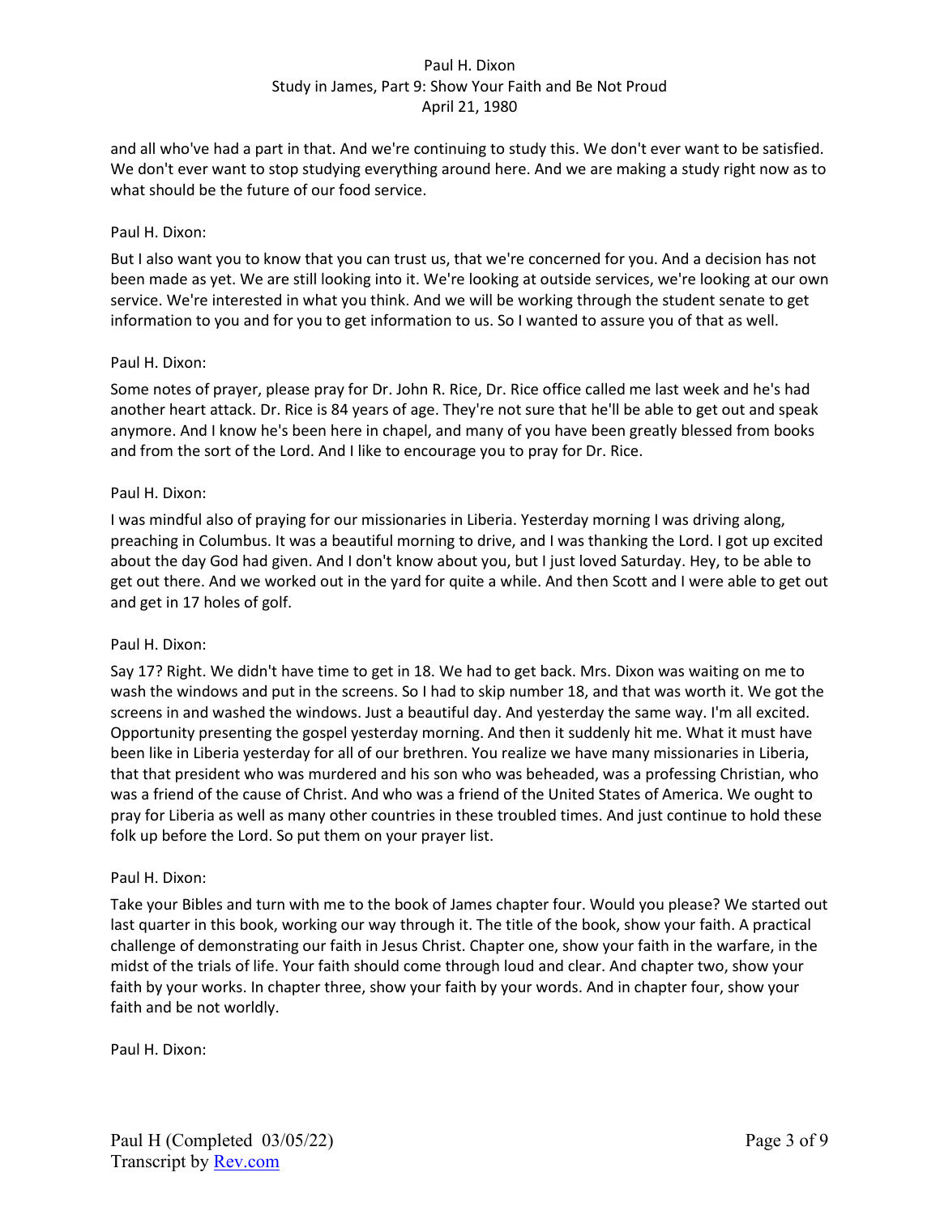and all who've had a part in that. And we're continuing to study this. We don't ever want to be satisfied. We don't ever want to stop studying everything around here. And we are making a study right now as to what should be the future of our food service.

Paul H. Dixon:

But I also want you to know that you can trust us, that we're concerned for you. And a decision has not been made as yet. We are still looking into it. We're looking at outside services, we're looking at our own service. We're interested in what you think. And we will be working through the student senate to get information to you and for you to get information to us. So I wanted to assure you of that as well.

Paul H. Dixon:

Some notes of prayer, please pray for Dr. John R. Rice, Dr. Rice office called me last week and he's had another heart attack. Dr. Rice is 84 years of age. They're not sure that he'll be able to get out and speak anymore. And I know he's been here in chapel, and many of you have been greatly blessed from books and from the sort of the Lord. And I like to encourage you to pray for Dr. Rice.

Paul H. Dixon:

I was mindful also of praying for our missionaries in Liberia. Yesterday morning I was driving along, preaching in Columbus. It was a beautiful morning to drive, and I was thanking the Lord. I got up excited about the day God had given. And I don't know about you, but I just loved Saturday. Hey, to be able to get out there. And we worked out in the yard for quite a while. And then Scott and I were able to get out and get in 17 holes of golf.

Paul H. Dixon:

Say 17? Right. We didn't have time to get in 18. We had to get back. Mrs. Dixon was waiting on me to wash the windows and put in the screens. So I had to skip number 18, and that was worth it. We got the screens in and washed the windows. Just a beautiful day. And yesterday the same way. I'm all excited. Opportunity presenting the gospel yesterday morning. And then it suddenly hit me. What it must have been like in Liberia yesterday for all of our brethren. You realize we have many missionaries in Liberia, that that president who was murdered and his son who was beheaded, was a professing Christian, who was a friend of the cause of Christ. And who was a friend of the United States of America. We ought to pray for Liberia as well as many other countries in these troubled times. And just continue to hold these folk up before the Lord. So put them on your prayer list.

Paul H. Dixon:

Take your Bibles and turn with me to the book of James chapter four. Would you please? We started out last quarter in this book, working our way through it. The title of the book, show your faith. A practical challenge of demonstrating our faith in Jesus Christ. Chapter one, show your faith in the warfare, in the midst of the trials of life. Your faith should come through loud and clear. And chapter two, show your faith by your works. In chapter three, show your faith by your words. And in chapter four, show your faith and be not worldly.

Paul H. Dixon: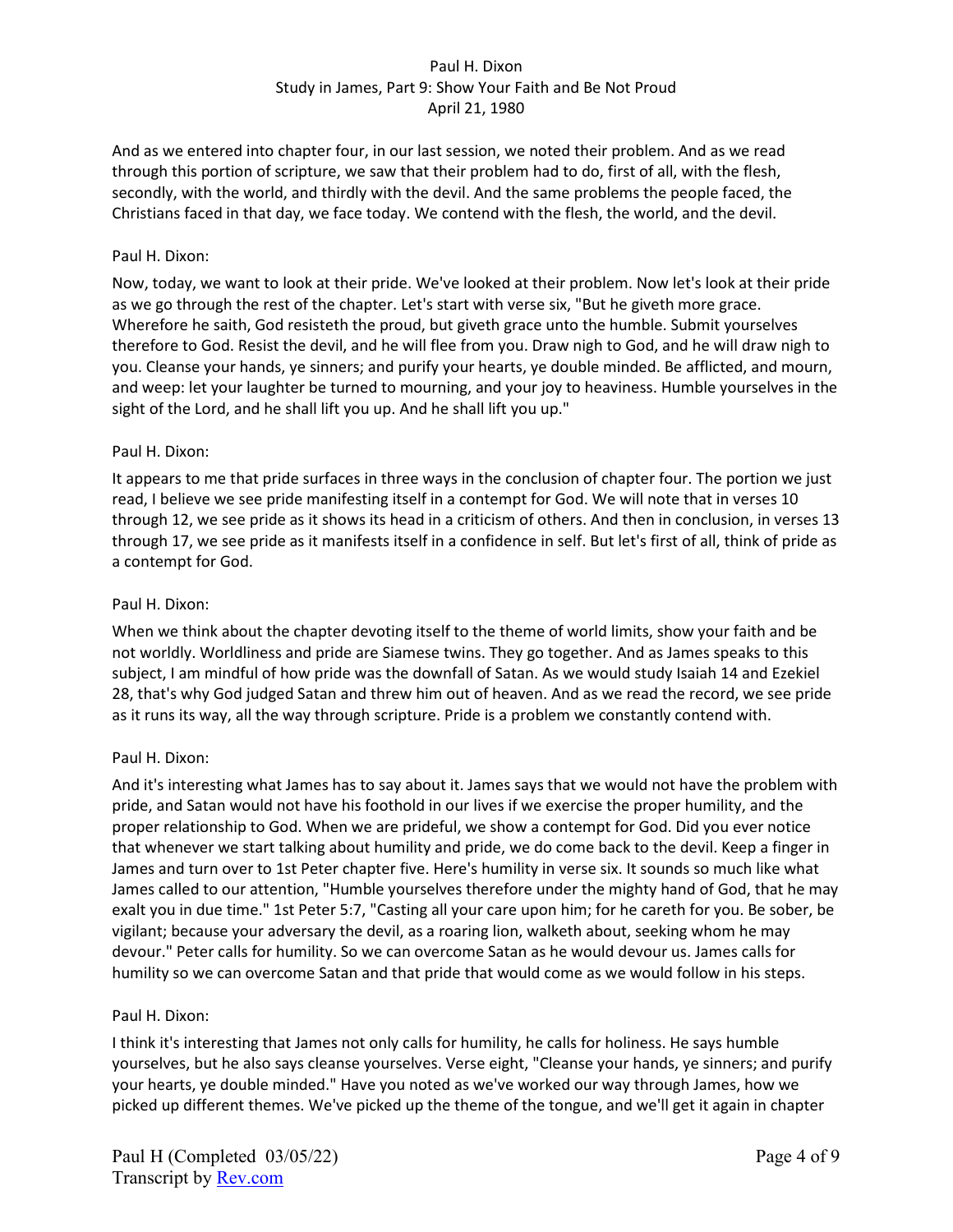And as we entered into chapter four, in our last session, we noted their problem. And as we read through this portion of scripture, we saw that their problem had to do, first of all, with the flesh, secondly, with the world, and thirdly with the devil. And the same problems the people faced, the Christians faced in that day, we face today. We contend with the flesh, the world, and the devil.

Paul H. Dixon:

Now, today, we want to look at their pride. We've looked at their problem. Now let's look at their pride as we go through the rest of the chapter. Let's start with verse six, "But he giveth more grace. Wherefore he saith, God resisteth the proud, but giveth grace unto the humble. Submit yourselves therefore to God. Resist the devil, and he will flee from you. Draw nigh to God, and he will draw nigh to you. Cleanse your hands, ye sinners; and purify your hearts, ye double minded. Be afflicted, and mourn, and weep: let your laughter be turned to mourning, and your joy to heaviness. Humble yourselves in the sight of the Lord, and he shall lift you up. And he shall lift you up."

Paul H. Dixon:

It appears to me that pride surfaces in three ways in the conclusion of chapter four. The portion we just read, I believe we see pride manifesting itself in a contempt for God. We will note that in verses 10 through 12, we see pride as it shows its head in a criticism of others. And then in conclusion, in verses 13 through 17, we see pride as it manifests itself in a confidence in self. But let's first of all, think of pride as a contempt for God.

Paul H. Dixon:

When we think about the chapter devoting itself to the theme of world limits, show your faith and be not worldly. Worldliness and pride are Siamese twins. They go together. And as James speaks to this subject, I am mindful of how pride was the downfall of Satan. As we would study Isaiah 14 and Ezekiel 28, that's why God judged Satan and threw him out of heaven. And as we read the record, we see pride as it runs its way, all the way through scripture. Pride is a problem we constantly contend with.

Paul H. Dixon:

And it's interesting what James has to say about it. James says that we would not have the problem with pride, and Satan would not have his foothold in our lives if we exercise the proper humility, and the proper relationship to God. When we are prideful, we show a contempt for God. Did you ever notice that whenever we start talking about humility and pride, we do come back to the devil. Keep a finger in James and turn over to 1st Peter chapter five. Here's humility in verse six. It sounds so much like what James called to our attention, "Humble yourselves therefore under the mighty hand of God, that he may exalt you in due time." 1st Peter 5:7, "Casting all your care upon him; for he careth for you. Be sober, be vigilant; because your adversary the devil, as a roaring lion, walketh about, seeking whom he may devour." Peter calls for humility. So we can overcome Satan as he would devour us. James calls for humility so we can overcome Satan and that pride that would come as we would follow in his steps.

Paul H. Dixon:

I think it's interesting that James not only calls for humility, he calls for holiness. He says humble yourselves, but he also says cleanse yourselves. Verse eight, "Cleanse your hands, ye sinners; and purify your hearts, ye double minded." Have you noted as we've worked our way through James, how we picked up different themes. We've picked up the theme of the tongue, and we'll get it again in chapter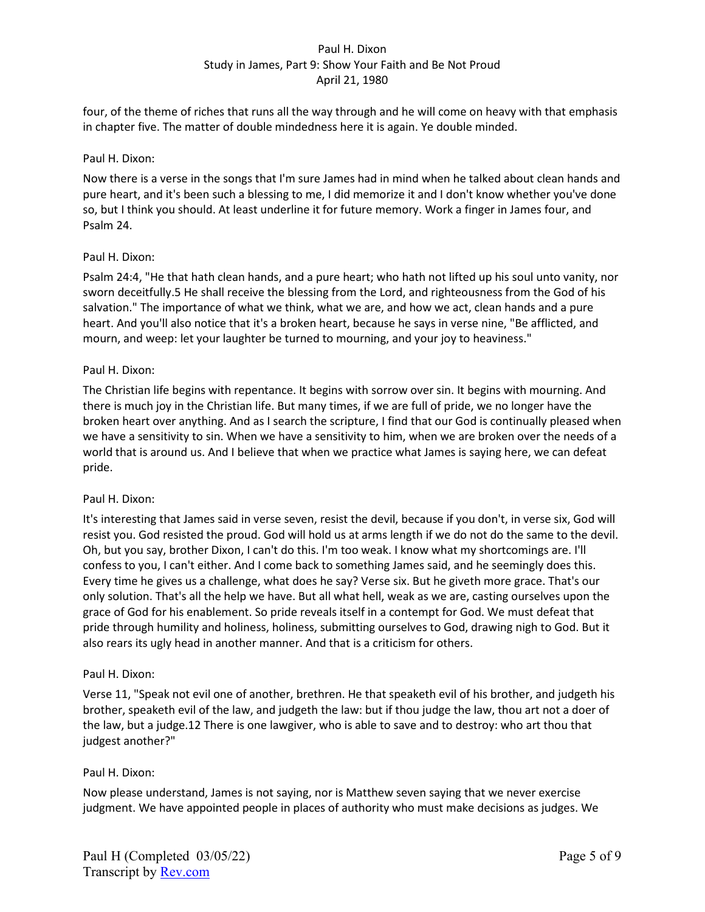four, of the theme of riches that runs all the way through and he will come on heavy with that emphasis in chapter five. The matter of double mindedness here it is again. Ye double minded.

Paul H. Dixon:

Now there is a verse in the songs that I'm sure James had in mind when he talked about clean hands and pure heart, and it's been such a blessing to me, I did memorize it and I don't know whether you've done so, but I think you should. At least underline it for future memory. Work a finger in James four, and Psalm 24.

Paul H. Dixon:

Psalm 24:4, "He that hath clean hands, and a pure heart; who hath not lifted up his soul unto vanity, nor sworn deceitfully.5 He shall receive the blessing from the Lord, and righteousness from the God of his salvation." The importance of what we think, what we are, and how we act, clean hands and a pure heart. And you'll also notice that it's a broken heart, because he says in verse nine, "Be afflicted, and mourn, and weep: let your laughter be turned to mourning, and your joy to heaviness."

Paul H. Dixon:

The Christian life begins with repentance. It begins with sorrow over sin. It begins with mourning. And there is much joy in the Christian life. But many times, if we are full of pride, we no longer have the broken heart over anything. And as I search the scripture, I find that our God is continually pleased when we have a sensitivity to sin. When we have a sensitivity to him, when we are broken over the needs of a world that is around us. And I believe that when we practice what James is saying here, we can defeat pride.

Paul H. Dixon:

It's interesting that James said in verse seven, resist the devil, because if you don't, in verse six, God will resist you. God resisted the proud. God will hold us at arms length if we do not do the same to the devil. Oh, but you say, brother Dixon, I can't do this. I'm too weak. I know what my shortcomings are. I'll confess to you, I can't either. And I come back to something James said, and he seemingly does this. Every time he gives us a challenge, what does he say? Verse six. But he giveth more grace. That's our only solution. That's all the help we have. But all what hell, weak as we are, casting ourselves upon the grace of God for his enablement. So pride reveals itself in a contempt for God. We must defeat that pride through humility and holiness, holiness, submitting ourselves to God, drawing nigh to God. But it also rears its ugly head in another manner. And that is a criticism for others.

Paul H. Dixon:

Verse 11, "Speak not evil one of another, brethren. He that speaketh evil of his brother, and judgeth his brother, speaketh evil of the law, and judgeth the law: but if thou judge the law, thou art not a doer of the law, but a judge.12 There is one lawgiver, who is able to save and to destroy: who art thou that judgest another?"

Paul H. Dixon:

Now please understand, James is not saying, nor is Matthew seven saying that we never exercise judgment. We have appointed people in places of authority who must make decisions as judges. We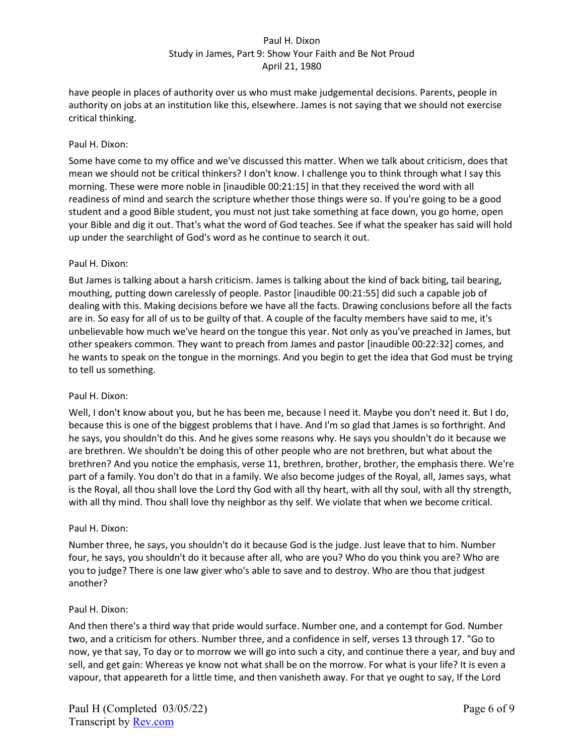have people in places of authority over us who must make judgemental decisions. Parents, people in authority on jobs at an institution like this, elsewhere. James is not saying that we should not exercise critical thinking.

Paul H. Dixon:

Some have come to my office and we've discussed this matter. When we talk about criticism, does that mean we should not be critical thinkers? I don't know. I challenge you to think through what I say this morning. These were more noble in [inaudible 00:21:15] in that they received the word with all readiness of mind and search the scripture whether those things were so. If you're going to be a good student and a good Bible student, you must not just take something at face down, you go home, open your Bible and dig it out. That's what the word of God teaches. See if what the speaker has said will hold up under the searchlight of God's word as he continue to search it out.

Paul H. Dixon:

But James is talking about a harsh criticism. James is talking about the kind of back biting, tail bearing, mouthing, putting down carelessly of people. Pastor [inaudible 00:21:55] did such a capable job of dealing with this. Making decisions before we have all the facts. Drawing conclusions before all the facts are in. So easy for all of us to be guilty of that. A couple of the faculty members have said to me, it's unbelievable how much we've heard on the tongue this year. Not only as you've preached in James, but other speakers common. They want to preach from James and pastor [inaudible 00:22:32] comes, and he wants to speak on the tongue in the mornings. And you begin to get the idea that God must be trying to tell us something.

Paul H. Dixon:

Well, I don't know about you, but he has been me, because I need it. Maybe you don't need it. But I do, because this is one of the biggest problems that I have. And I'm so glad that James is so forthright. And he says, you shouldn't do this. And he gives some reasons why. He says you shouldn't do it because we are brethren. We shouldn't be doing this of other people who are not brethren, but what about the brethren? And you notice the emphasis, verse 11, brethren, brother, brother, the emphasis there. We're part of a family. You don't do that in a family. We also become judges of the Royal, all, James says, what is the Royal, all thou shall love the Lord thy God with all thy heart, with all thy soul, with all thy strength, with all thy mind. Thou shall love thy neighbor as thy self. We violate that when we become critical.

Paul H. Dixon:

Number three, he says, you shouldn't do it because God is the judge. Just leave that to him. Number four, he says, you shouldn't do it because after all, who are you? Who do you think you are? Who are you to judge? There is one law giver who's able to save and to destroy. Who are thou that judgest another?

Paul H. Dixon:

And then there's a third way that pride would surface. Number one, and a contempt for God. Number two, and a criticism for others. Number three, and a confidence in self, verses 13 through 17. "Go to now, ye that say, To day or to morrow we will go into such a city, and continue there a year, and buy and sell, and get gain: Whereas ye know not what shall be on the morrow. For what is your life? It is even a vapour, that appeareth for a little time, and then vanisheth away. For that ye ought to say, If the Lord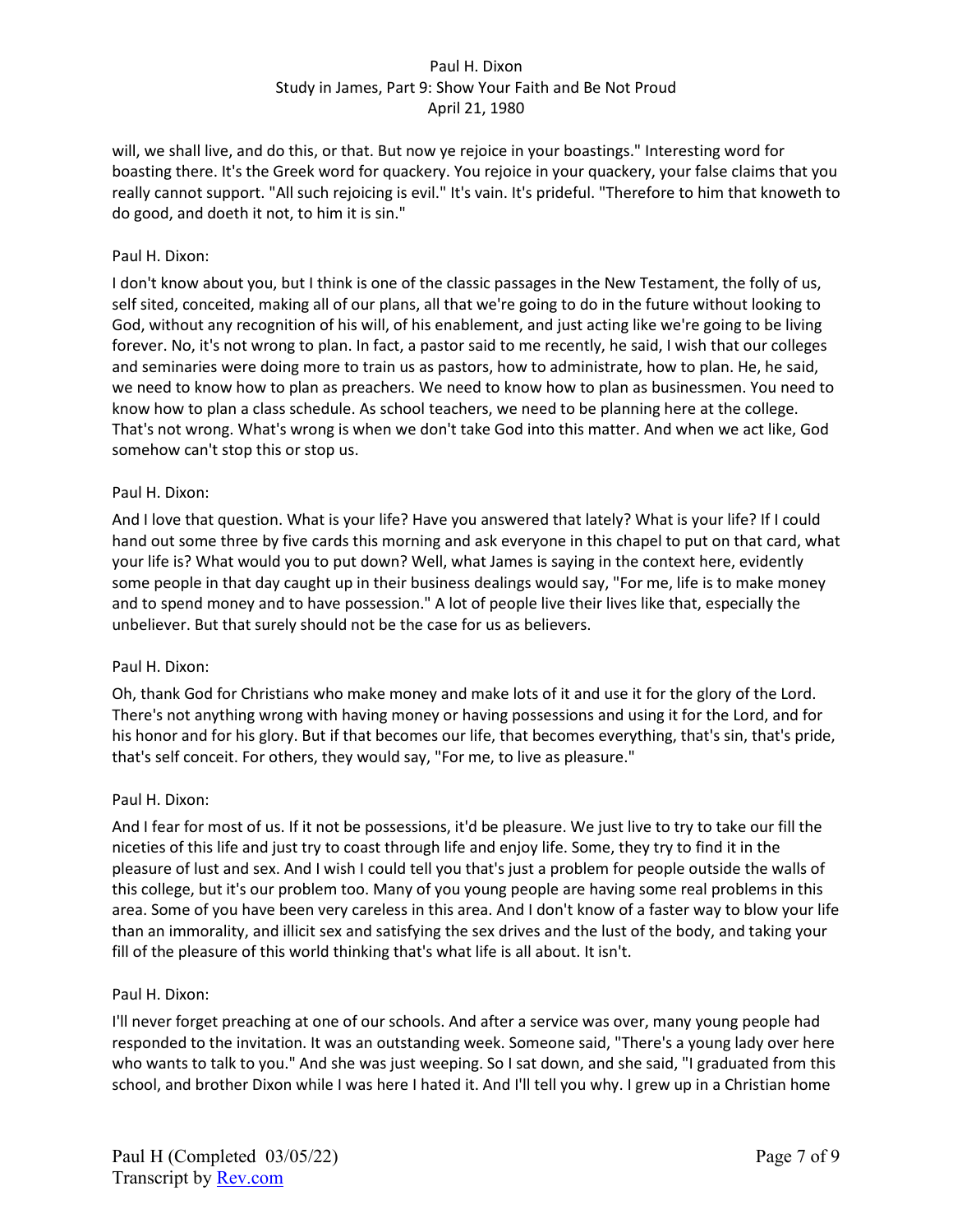will, we shall live, and do this, or that. But now ye rejoice in your boastings." Interesting word for boasting there. It's the Greek word for quackery. You rejoice in your quackery, your false claims that you really cannot support. "All such rejoicing is evil." It's vain. It's prideful. "Therefore to him that knoweth to do good, and doeth it not, to him it is sin."

Paul H. Dixon:

I don't know about you, but I think is one of the classic passages in the New Testament, the folly of us, self sited, conceited, making all of our plans, all that we're going to do in the future without looking to God, without any recognition of his will, of his enablement, and just acting like we're going to be living forever. No, it's not wrong to plan. In fact, a pastor said to me recently, he said, I wish that our colleges and seminaries were doing more to train us as pastors, how to administrate, how to plan. He, he said, we need to know how to plan as preachers. We need to know how to plan as businessmen. You need to know how to plan a class schedule. As school teachers, we need to be planning here at the college. That's not wrong. What's wrong is when we don't take God into this matter. And when we act like, God somehow can't stop this or stop us.

Paul H. Dixon:

And I love that question. What is your life? Have you answered that lately? What is your life? If I could hand out some three by five cards this morning and ask everyone in this chapel to put on that card, what your life is? What would you to put down? Well, what James is saying in the context here, evidently some people in that day caught up in their business dealings would say, "For me, life is to make money and to spend money and to have possession." A lot of people live their lives like that, especially the unbeliever. But that surely should not be the case for us as believers.

Paul H. Dixon:

Oh, thank God for Christians who make money and make lots of it and use it for the glory of the Lord. There's not anything wrong with having money or having possessions and using it for the Lord, and for his honor and for his glory. But if that becomes our life, that becomes everything, that's sin, that's pride, that's self conceit. For others, they would say, "For me, to live as pleasure."

Paul H. Dixon:

And I fear for most of us. If it not be possessions, it'd be pleasure. We just live to try to take our fill the niceties of this life and just try to coast through life and enjoy life. Some, they try to find it in the pleasure of lust and sex. And I wish I could tell you that's just a problem for people outside the walls of this college, but it's our problem too. Many of you young people are having some real problems in this area. Some of you have been very careless in this area. And I don't know of a faster way to blow your life than an immorality, and illicit sex and satisfying the sex drives and the lust of the body, and taking your fill of the pleasure of this world thinking that's what life is all about. It isn't.

Paul H. Dixon:

I'll never forget preaching at one of our schools. And after a service was over, many young people had responded to the invitation. It was an outstanding week. Someone said, "There's a young lady over here who wants to talk to you." And she was just weeping. So I sat down, and she said, "I graduated from this school, and brother Dixon while I was here I hated it. And I'll tell you why. I grew up in a Christian home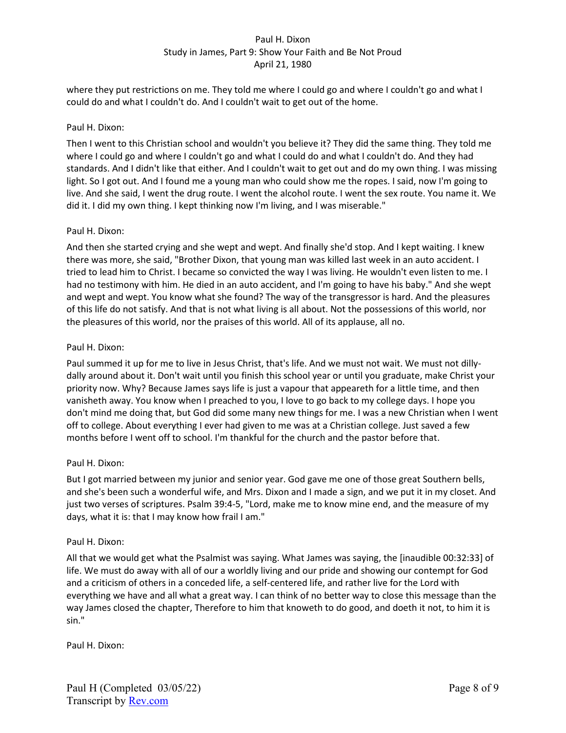where they put restrictions on me. They told me where I could go and where I couldn't go and what I could do and what I couldn't do. And I couldn't wait to get out of the home.

Paul H. Dixon:

Then I went to this Christian school and wouldn't you believe it? They did the same thing. They told me where I could go and where I couldn't go and what I could do and what I couldn't do. And they had standards. And I didn't like that either. And I couldn't wait to get out and do my own thing. I was missing light. So I got out. And I found me a young man who could show me the ropes. I said, now I'm going to live. And she said, I went the drug route. I went the alcohol route. I went the sex route. You name it. We did it. I did my own thing. I kept thinking now I'm living, and I was miserable."

Paul H. Dixon:

And then she started crying and she wept and wept. And finally she'd stop. And I kept waiting. I knew there was more, she said, "Brother Dixon, that young man was killed last week in an auto accident. I tried to lead him to Christ. I became so convicted the way I was living. He wouldn't even listen to me. I had no testimony with him. He died in an auto accident, and I'm going to have his baby." And she wept and wept and wept. You know what she found? The way of the transgressor is hard. And the pleasures of this life do not satisfy. And that is not what living is all about. Not the possessions of this world, nor the pleasures of this world, nor the praises of this world. All of its applause, all no.

Paul H. Dixon:

Paul summed it up for me to live in Jesus Christ, that's life. And we must not wait. We must not dilly-dally around about it. Don't wait until you finish this school year or until you graduate, make Christ your priority now. Why? Because James says life is just a vapour that appeareth for a little time, and then vanisheth away. You know when I preached to you, I love to go back to my college days. I hope you don't mind me doing that, but God did some many new things for me. I was a new Christian when I went off to college. About everything I ever had given to me was at a Christian college. Just saved a few months before I went off to school. I'm thankful for the church and the pastor before that.

Paul H. Dixon:

But I got married between my junior and senior year. God gave me one of those great Southern bells, and she's been such a wonderful wife, and Mrs. Dixon and I made a sign, and we put it in my closet. And just two verses of scriptures. Psalm 39:4-5, "Lord, make me to know mine end, and the measure of my days, what it is: that I may know how frail I am."

Paul H. Dixon:

All that we would get what the Psalmist was saying. What James was saying, the [inaudible 00:32:33] of life. We must do away with all of our a worldly living and our pride and showing our contempt for God and a criticism of others in a conceded life, a self-centered life, and rather live for the Lord with everything we have and all what a great way. I can think of no better way to close this message than the way James closed the chapter, Therefore to him that knoweth to do good, and doeth it not, to him it is sin."

Paul H. Dixon: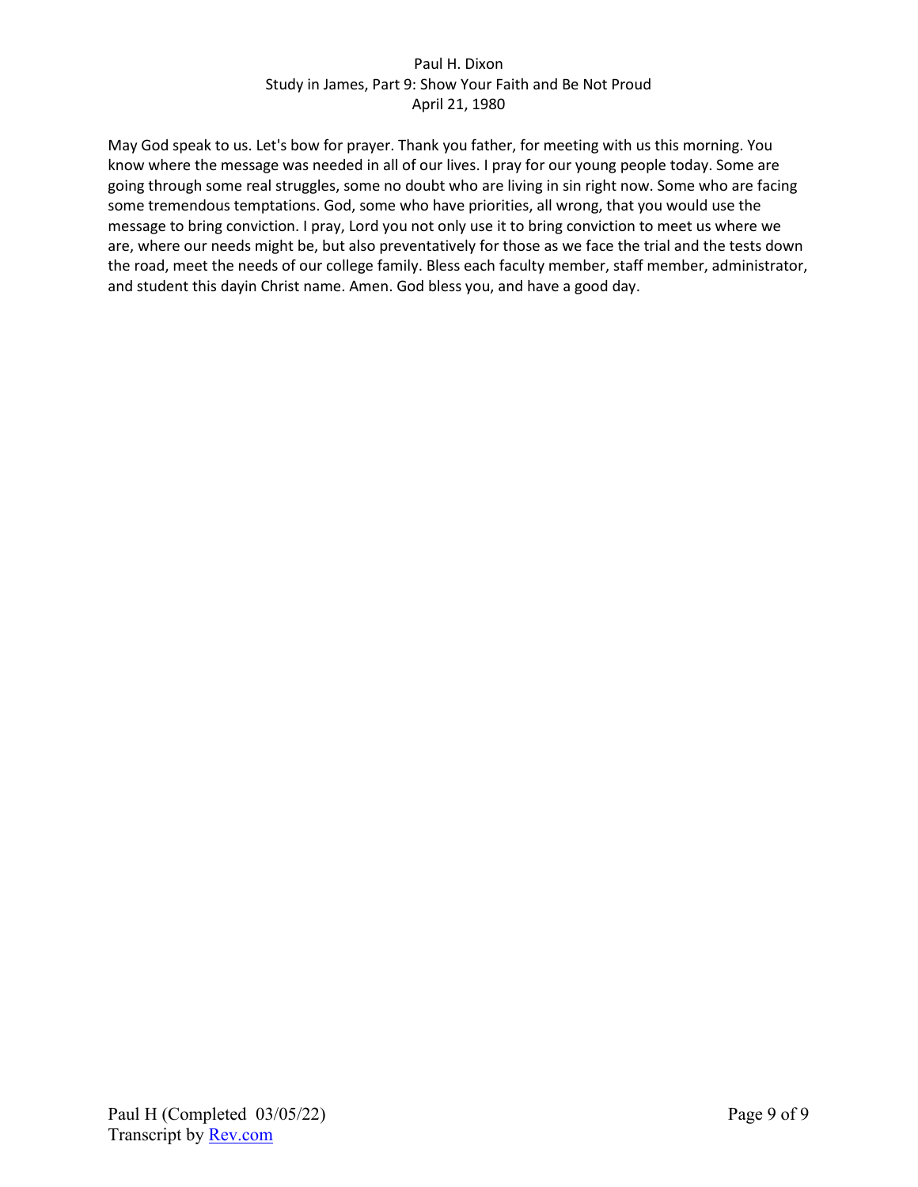May God speak to us. Let's bow for prayer. Thank you father, for meeting with us this morning. You know where the message was needed in all of our lives. I pray for our young people today. Some are going through some real struggles, some no doubt who are living in sin right now. Some who are facing some tremendous temptations. God, some who have priorities, all wrong, that you would use the message to bring conviction. I pray, Lord you not only use it to bring conviction to meet us where we are, where our needs might be, but also preventatively for those as we face the trial and the tests down the road, meet the needs of our college family. Bless each faculty member, staff member, administrator, and student this dayin Christ name. Amen. God bless you, and have a good day.